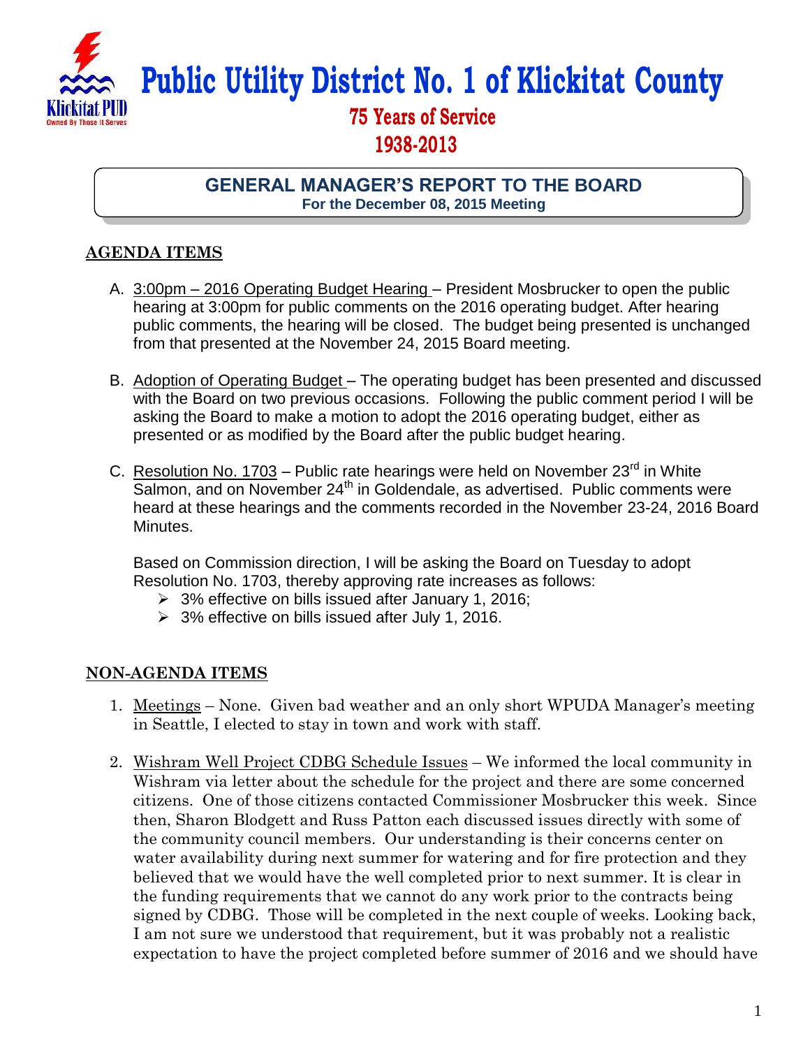# Public Utility District No. 1 of Klickitat County

## 75 Years of Service
## 1938-2013

### GENERAL MANAGER'S REPORT TO THE BOARD
**For the December 08, 2015 Meeting**

## AGENDA ITEMS

A. 3:00pm – 2016 Operating Budget Hearing – President Mosbrucker to open the public hearing at 3:00pm for public comments on the 2016 operating budget. After hearing public comments, the hearing will be closed. The budget being presented is unchanged from that presented at the November 24, 2015 Board meeting.

B. Adoption of Operating Budget – The operating budget has been presented and discussed with the Board on two previous occasions. Following the public comment period I will be asking the Board to make a motion to adopt the 2016 operating budget, either as presented or as modified by the Board after the public budget hearing.

C. Resolution No. 1703 – Public rate hearings were held on November 23rd in White Salmon, and on November 24th in Goldendale, as advertised. Public comments were heard at these hearings and the comments recorded in the November 23-24, 2016 Board Minutes.

   Based on Commission direction, I will be asking the Board on Tuesday to adopt Resolution No. 1703, thereby approving rate increases as follows:
   - 3% effective on bills issued after January 1, 2016;
   - 3% effective on bills issued after July 1, 2016.

## NON-AGENDA ITEMS

1. Meetings – None. Given bad weather and an only short WPUDA Manager's meeting in Seattle, I elected to stay in town and work with staff.

2. Wishram Well Project CDBG Schedule Issues – We informed the local community in Wishram via letter about the schedule for the project and there are some concerned citizens. One of those citizens contacted Commissioner Mosbrucker this week. Since then, Sharon Blodgett and Russ Patton each discussed issues directly with some of the community council members. Our understanding is their concerns center on water availability during next summer for watering and for fire protection and they believed that we would have the well completed prior to next summer. It is clear in the funding requirements that we cannot do any work prior to the contracts being signed by CDBG. Those will be completed in the next couple of weeks. Looking back, I am not sure we understood that requirement, but it was probably not a realistic expectation to have the project completed before summer of 2016 and we should have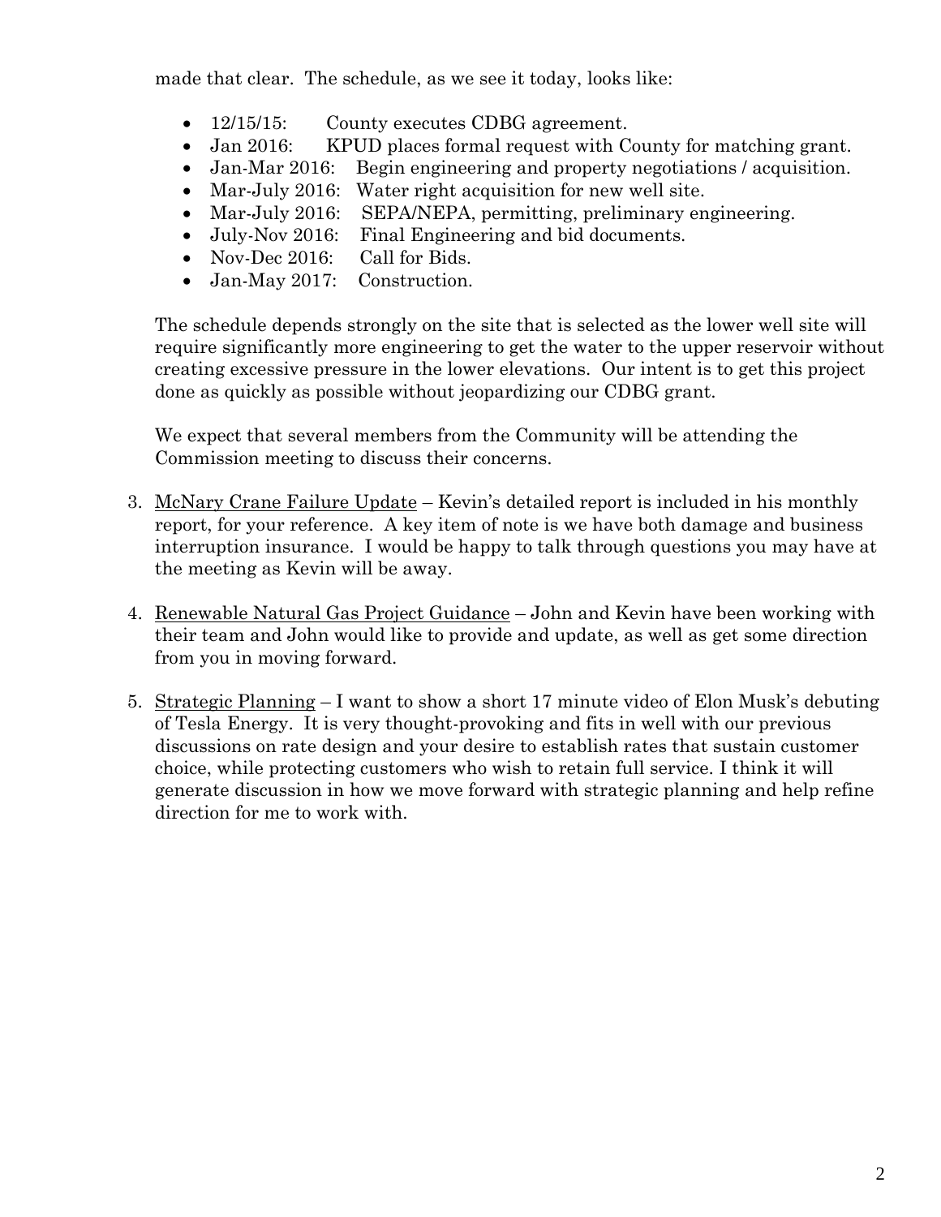made that clear. The schedule, as we see it today, looks like:

- 12/15/15: County executes CDBG agreement.
- Jan 2016: KPUD places formal request with County for matching grant.
- Jan-Mar 2016: Begin engineering and property negotiations / acquisition.
- Mar-July 2016: Water right acquisition for new well site.
- Mar-July 2016: SEPA/NEPA, permitting, preliminary engineering.
- July-Nov 2016: Final Engineering and bid documents.
- Nov-Dec 2016: Call for Bids.
- Jan-May 2017: Construction.

The schedule depends strongly on the site that is selected as the lower well site will require significantly more engineering to get the water to the upper reservoir without creating excessive pressure in the lower elevations. Our intent is to get this project done as quickly as possible without jeopardizing our CDBG grant.

We expect that several members from the Community will be attending the Commission meeting to discuss their concerns.

3. <u>McNary Crane Failure Update</u> – Kevin's detailed report is included in his monthly report, for your reference. A key item of note is we have both damage and business interruption insurance. I would be happy to talk through questions you may have at the meeting as Kevin will be away.

4. <u>Renewable Natural Gas Project Guidance</u> – John and Kevin have been working with their team and John would like to provide and update, as well as get some direction from you in moving forward.

5. <u>Strategic Planning</u> – I want to show a short 17 minute video of Elon Musk's debuting of Tesla Energy. It is very thought-provoking and fits in well with our previous discussions on rate design and your desire to establish rates that sustain customer choice, while protecting customers who wish to retain full service. I think it will generate discussion in how we move forward with strategic planning and help refine direction for me to work with.